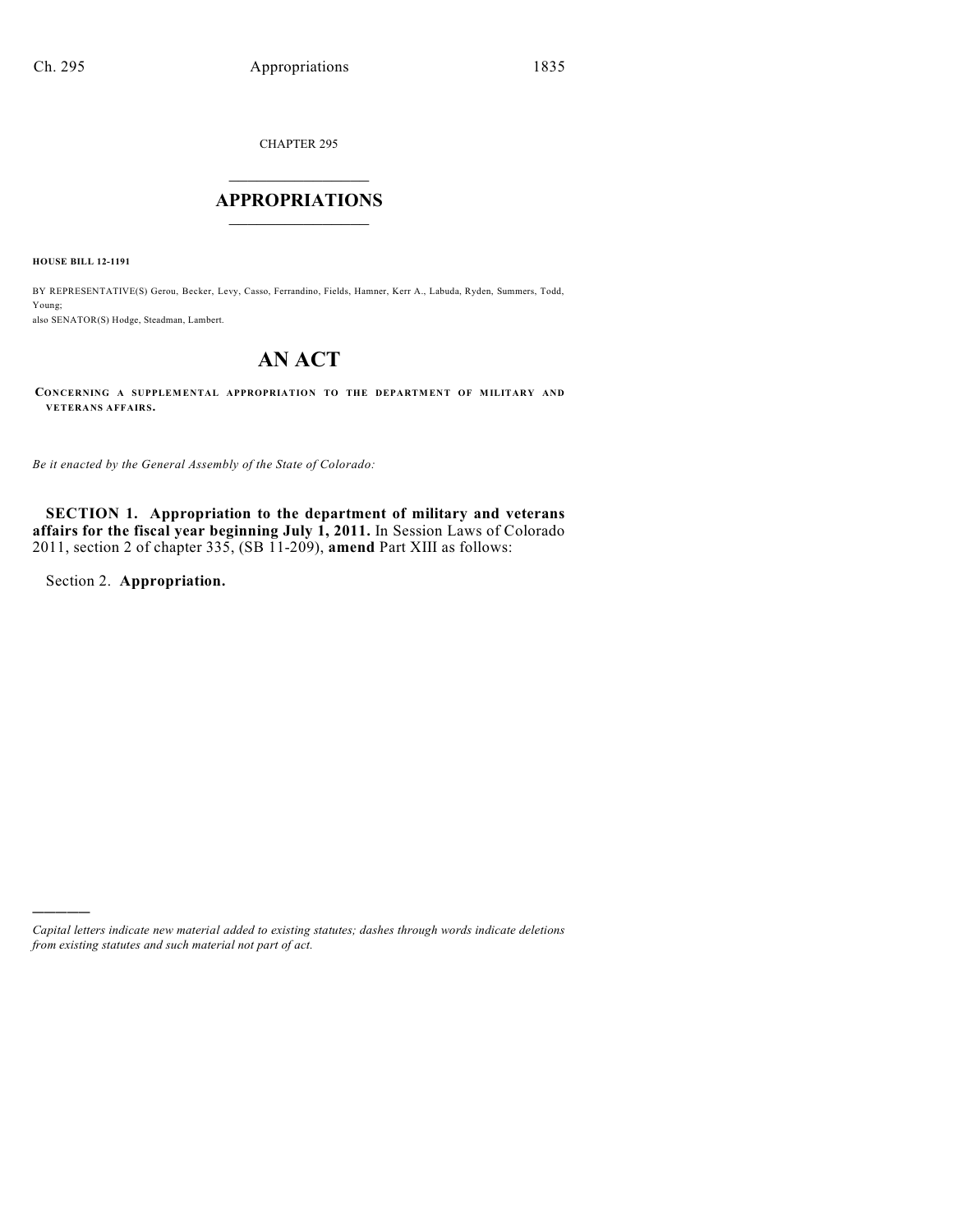CHAPTER 295

# APPROPRIATIONS

**HOUSE BILL 12-1191**

BY REPRESENTATIVE(S) Gerou, Becker, Levy, Casso, Ferrandino, Fields, Hamner, Kerr A., Labuda, Ryden, Summers, Todd, Young;
also SENATOR(S) Hodge, Steadman, Lambert.

# AN ACT

**CONCERNING A SUPPLEMENTAL APPROPRIATION TO THE DEPARTMENT OF MILITARY AND VETERANS AFFAIRS.**

*Be it enacted by the General Assembly of the State of Colorado:*

**SECTION 1. Appropriation to the department of military and veterans affairs for the fiscal year beginning July 1, 2011.** In Session Laws of Colorado 2011, section 2 of chapter 335, (SB 11-209), **amend** Part XIII as follows:

Section 2. **Appropriation.**

---

*Capital letters indicate new material added to existing statutes; dashes through words indicate deletions from existing statutes and such material not part of act.*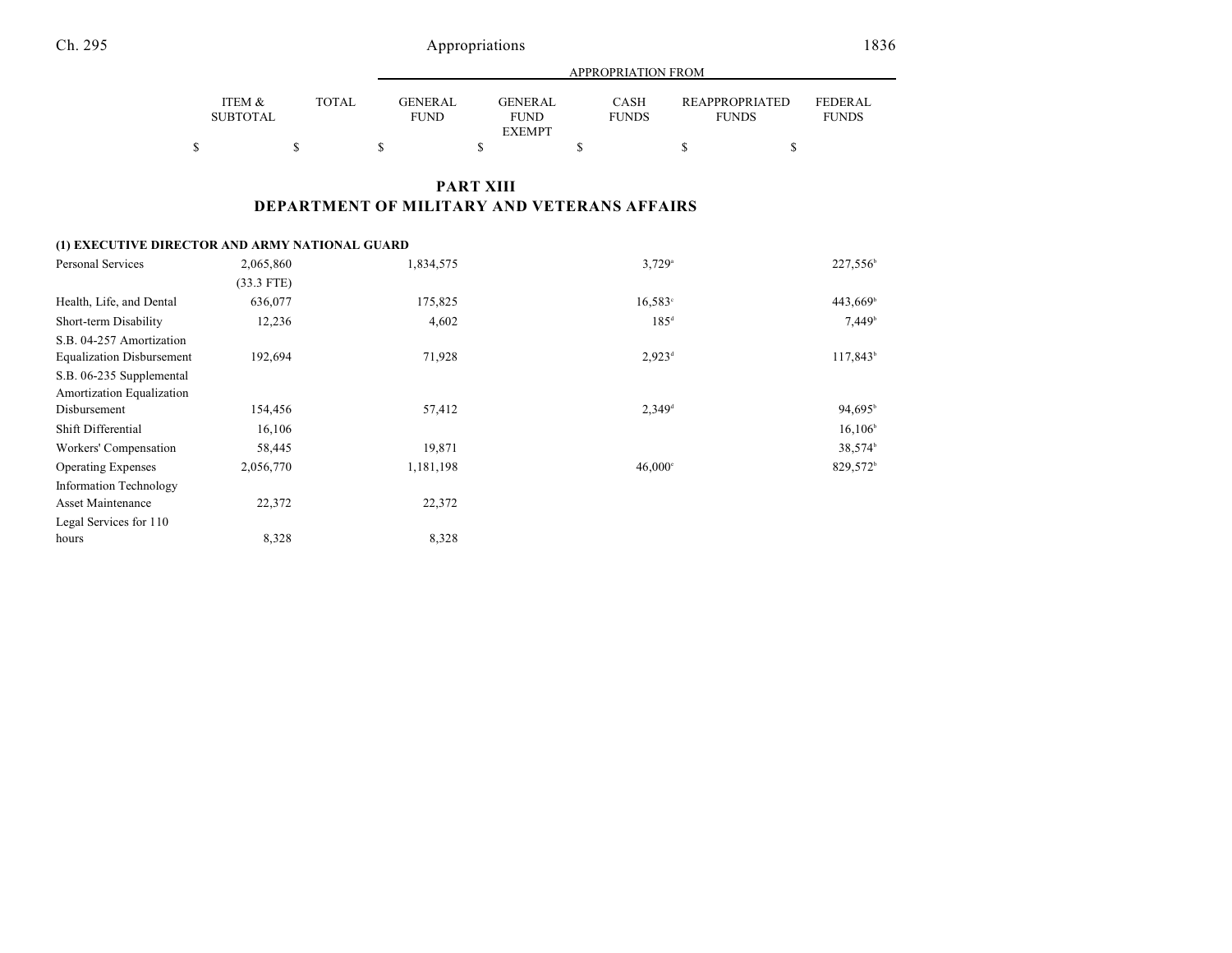# PART XIII
## DEPARTMENT OF MILITARY AND VETERANS AFFAIRS

| | ITEM & SUBTOTAL | TOTAL | GENERAL FUND | GENERAL FUND EXEMPT | CASH FUNDS | REAPPROPRIATED FUNDS | FEDERAL FUNDS |
|---|---|---|---|---|---|---|---|
| | $ | $ | $ | $ | $ | $ | $ |
| **(1) EXECUTIVE DIRECTOR AND ARMY NATIONAL GUARD** | | | | | | | |
| Personal Services | 2,065,860 | | 1,834,575 | | 3,729[a] | | 227,556[b] |
| | (33.3 FTE) | | | | | | |
| Health, Life, and Dental | 636,077 | | 175,825 | | 16,583[c] | | 443,669[b] |
| Short-term Disability | 12,236 | | 4,602 | | 185[d] | | 7,449[b] |
| S.B. 04-257 Amortization Equalization Disbursement | 192,694 | | 71,928 | | 2,923[d] | | 117,843[b] |
| S.B. 06-235 Supplemental Amortization Equalization Disbursement | 154,456 | | 57,412 | | 2,349[d] | | 94,695[b] |
| Shift Differential | 16,106 | | | | | | 16,106[b] |
| Workers' Compensation | 58,445 | | 19,871 | | | | 38,574[b] |
| Operating Expenses | 2,056,770 | | 1,181,198 | | 46,000[c] | | 829,572[b] |
| Information Technology Asset Maintenance | 22,372 | | 22,372 | | | | |
| Legal Services for 110 hours | 8,328 | | 8,328 | | | | |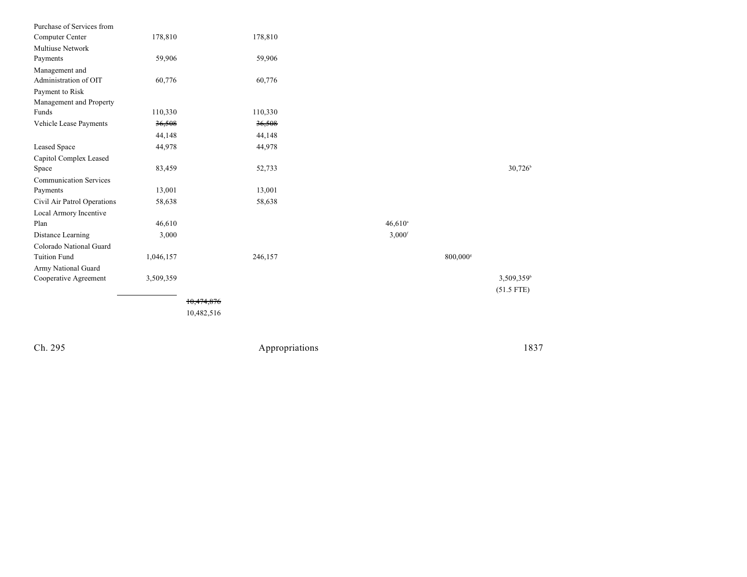| | | | | | | |
|---|---|---|---|---|---|---|
| Purchase of Services from Computer Center | 178,810 | | 178,810 | | | |
| Multiuse Network Payments | 59,906 | | 59,906 | | | |
| Management and Administration of OIT | 60,776 | | 60,776 | | | |
| Payment to Risk Management and Property Funds | 110,330 | | 110,330 | | | |
| Vehicle Lease Payments | ~~36,508~~ 44,148 | | ~~36,508~~ 44,148 | | | |
| Leased Space | 44,978 | | 44,978 | | | |
| Capitol Complex Leased Space | 83,459 | | 52,733 | | | 30,726[b] |
| Communication Services Payments | 13,001 | | 13,001 | | | |
| Civil Air Patrol Operations | 58,638 | | 58,638 | | | |
| Local Armory Incentive Plan | 46,610 | | | 46,610[e] | | |
| Distance Learning | 3,000 | | | 3,000[f] | | |
| Colorado National Guard Tuition Fund | 1,046,157 | | 246,157 | | 800,000[g] | |
| Army National Guard Cooperative Agreement | 3,509,359 | | | | | 3,509,359[b] (51.5 FTE) |
| | | ~~10,474,876~~ 10,482,516 | | | | |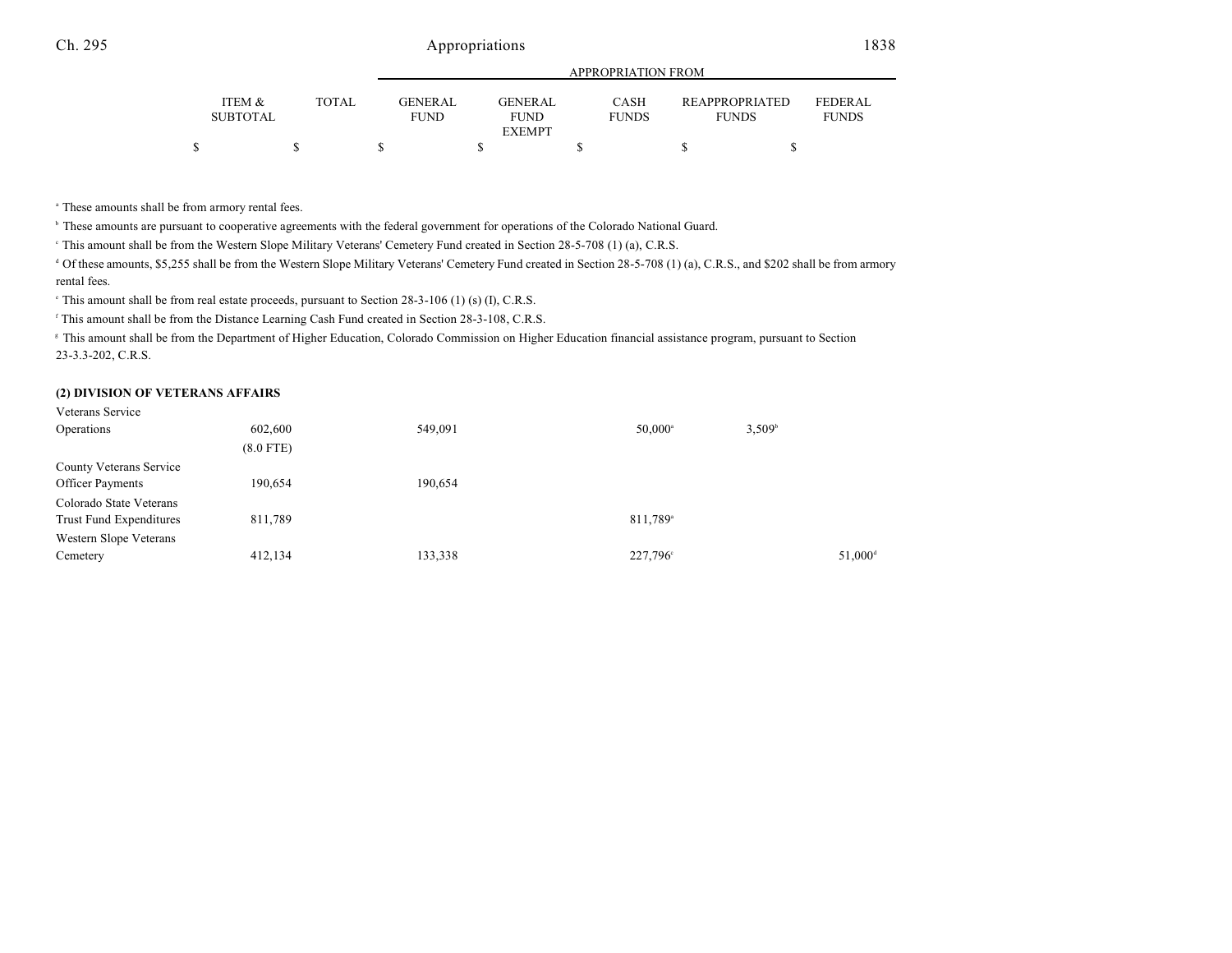[a] These amounts shall be from armory rental fees.

[b] These amounts are pursuant to cooperative agreements with the federal government for operations of the Colorado National Guard.

[c] This amount shall be from the Western Slope Military Veterans' Cemetery Fund created in Section 28-5-708 (1) (a), C.R.S.

[d] Of these amounts, $5,255 shall be from the Western Slope Military Veterans' Cemetery Fund created in Section 28-5-708 (1) (a), C.R.S., and $202 shall be from armory rental fees.

[e] This amount shall be from real estate proceeds, pursuant to Section 28-3-106 (1) (s) (I), C.R.S.

[f] This amount shall be from the Distance Learning Cash Fund created in Section 28-3-108, C.R.S.

[g] This amount shall be from the Department of Higher Education, Colorado Commission on Higher Education financial assistance program, pursuant to Section 23-3.3-202, C.R.S.

**(2) DIVISION OF VETERANS AFFAIRS**

| | ITEM & SUBTOTAL | TOTAL | APPROPRIATION FROM | | | | |
|---|---|---|---|---|---|---|---|
| | | | GENERAL FUND | GENERAL FUND EXEMPT | CASH FUNDS | REAPPROPRIATED FUNDS | FEDERAL FUNDS |
| | $ | $ | $ | $ | $ | $ | $ |
| Veterans Service Operations | 602,600 (8.0 FTE) | | 549,091 | | 50,000[a] | 3,509[b] | |
| County Veterans Service Officer Payments | 190,654 | | 190,654 | | | | |
| Colorado State Veterans Trust Fund Expenditures | 811,789 | | | | 811,789[a] | | |
| Western Slope Veterans Cemetery | 412,134 | | 133,338 | | 227,796[c] | | 51,000[d] |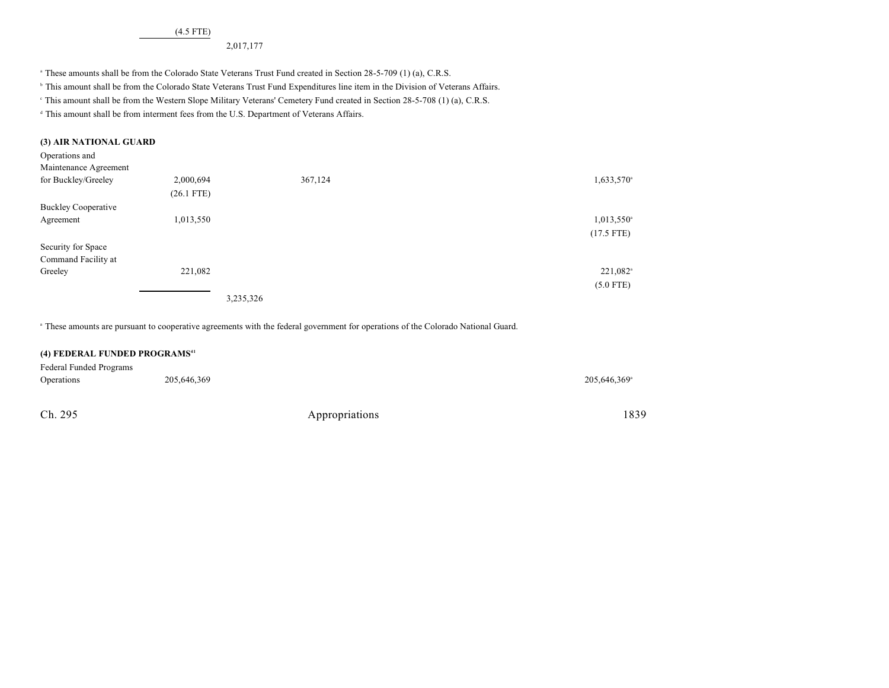| | | | |
|---|---|---|---|
| (4.5 FTE) | | | |
| | 2,017,177 | | |

[a] These amounts shall be from the Colorado State Veterans Trust Fund created in Section 28-5-709 (1) (a), C.R.S.

[b] This amount shall be from the Colorado State Veterans Trust Fund Expenditures line item in the Division of Veterans Affairs.

[c] This amount shall be from the Western Slope Military Veterans' Cemetery Fund created in Section 28-5-708 (1) (a), C.R.S.

[d] This amount shall be from interment fees from the U.S. Department of Veterans Affairs.

**(3) AIR NATIONAL GUARD**

| | | | | |
|---|---|---|---|---|
| Operations and Maintenance Agreement for Buckley/Greeley | 2,000,694 (26.1 FTE) | | 367,124 | 1,633,570[a] |
| Buckley Cooperative Agreement | 1,013,550 | | | 1,013,550[a] (17.5 FTE) |
| Security for Space Command Facility at Greeley | 221,082 | | | 221,082[a] (5.0 FTE) |
| | | 3,235,326 | | |

[a] These amounts are pursuant to cooperative agreements with the federal government for operations of the Colorado National Guard.

**(4) FEDERAL FUNDED PROGRAMS[41]**

| | | |
|---|---|---|
| Federal Funded Programs Operations | 205,646,369 | 205,646,369[a] |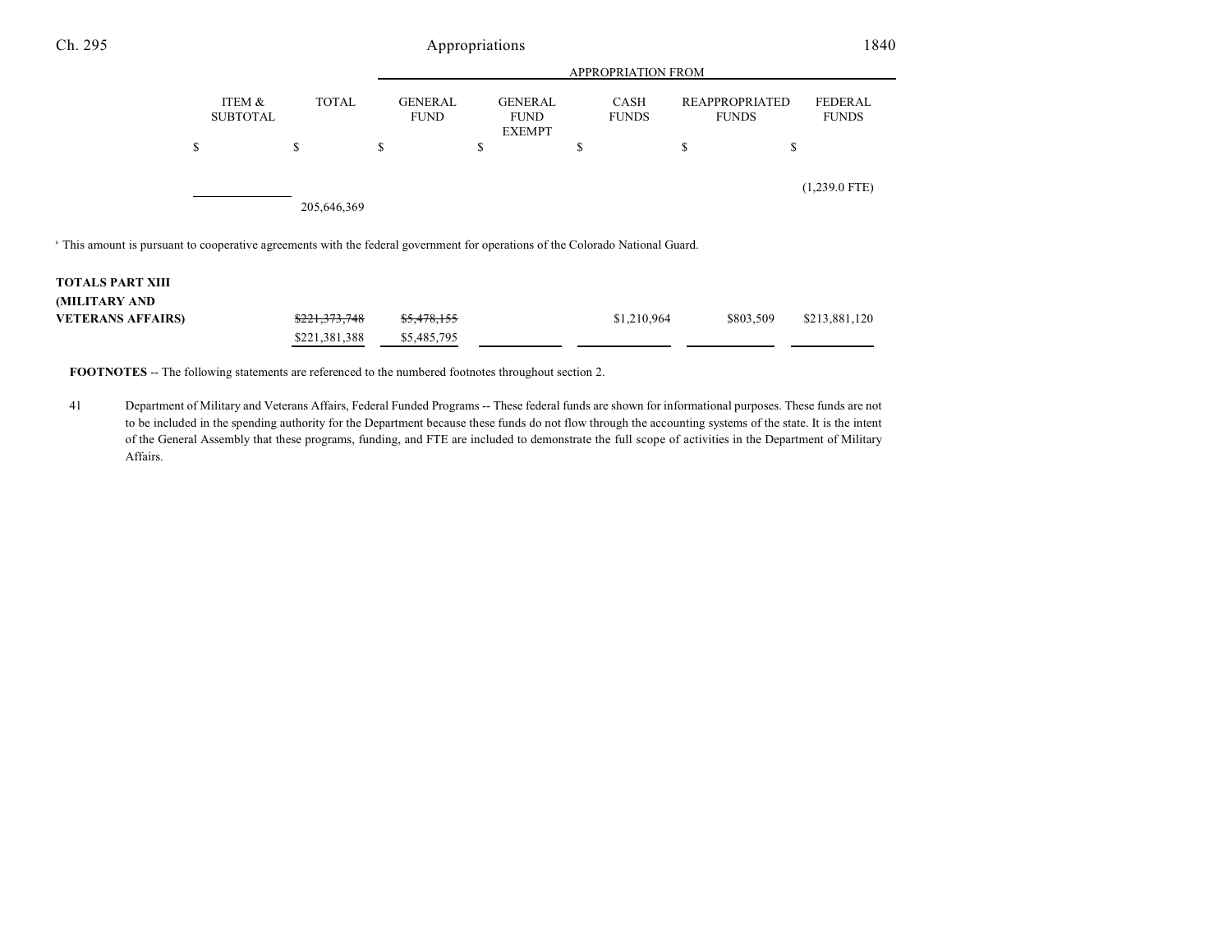| | ITEM & SUBTOTAL | TOTAL | APPROPRIATION FROM GENERAL FUND | GENERAL FUND EXEMPT | CASH FUNDS | REAPPROPRIATED FUNDS | FEDERAL FUNDS |
|---|---|---|---|---|---|---|---|
| | $ | $ | $ | $ | $ | $ | $ |
| | | | | | | | (1,239.0 FTE) |
| | | 205,646,369 | | | | | |

[a] This amount is pursuant to cooperative agreements with the federal government for operations of the Colorado National Guard.

| | ITEM & SUBTOTAL | TOTAL | GENERAL FUND | GENERAL FUND EXEMPT | CASH FUNDS | REAPPROPRIATED FUNDS | FEDERAL FUNDS |
|---|---|---|---|---|---|---|---|
| **TOTALS PART XIII (MILITARY AND VETERANS AFFAIRS)** | | ~~$221,373,748~~ $221,381,388 | ~~$5,478,155~~ $5,485,795 | | $1,210,964 | $803,509 | $213,881,120 |

**FOOTNOTES** -- The following statements are referenced to the numbered footnotes throughout section 2.

41 Department of Military and Veterans Affairs, Federal Funded Programs -- These federal funds are shown for informational purposes. These funds are not to be included in the spending authority for the Department because these funds do not flow through the accounting systems of the state. It is the intent of the General Assembly that these programs, funding, and FTE are included to demonstrate the full scope of activities in the Department of Military Affairs.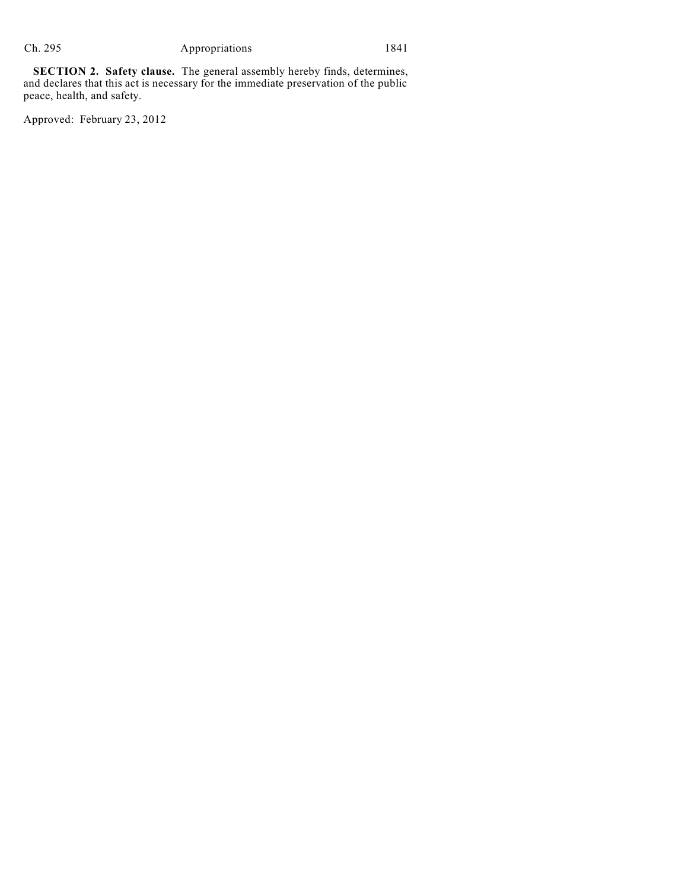**SECTION 2. Safety clause.** The general assembly hereby finds, determines, and declares that this act is necessary for the immediate preservation of the public peace, health, and safety.

Approved: February 23, 2012